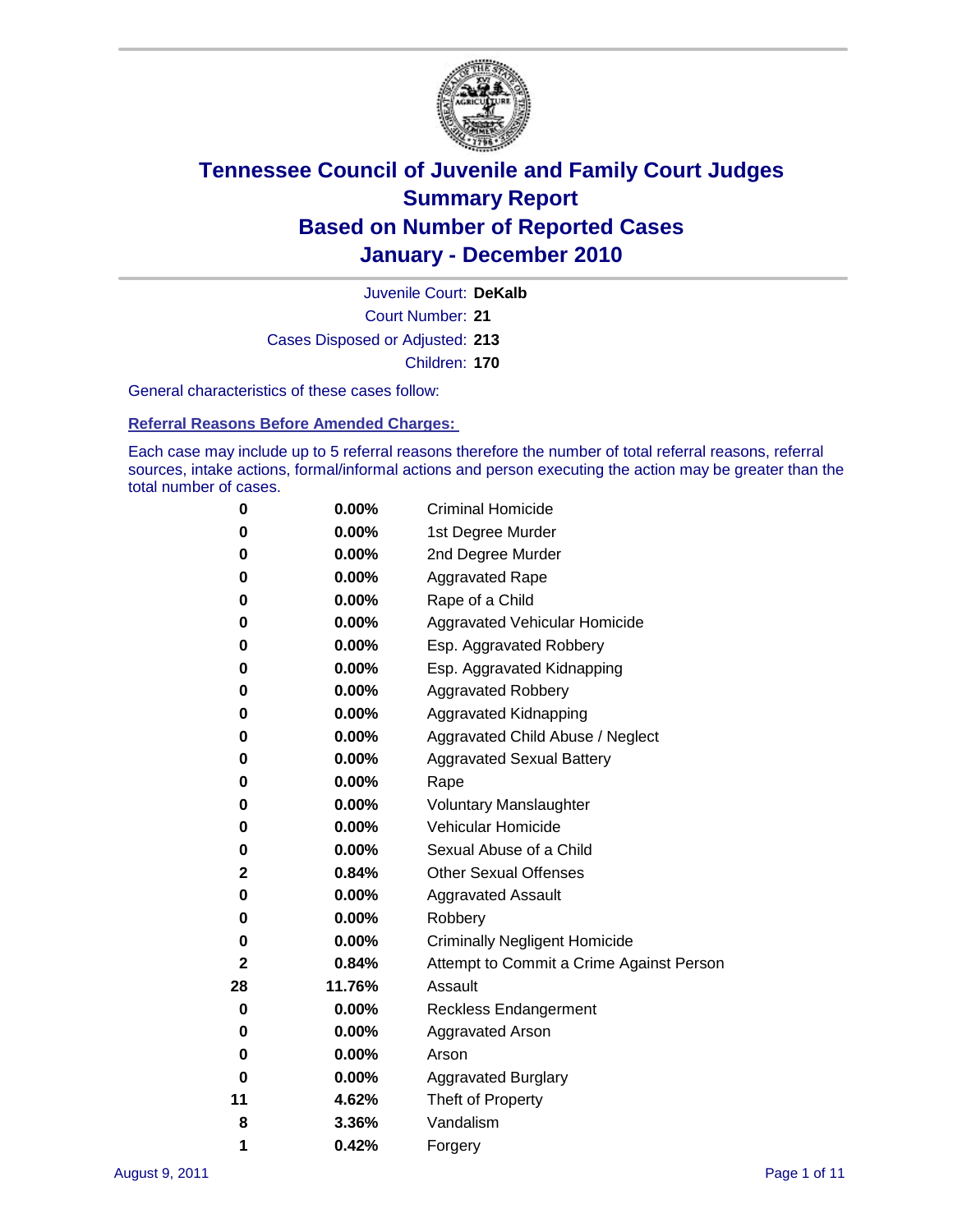# Tennessee Council of Juvenile and Family Court Judges
## Summary Report
## Based on Number of Reported Cases
## January - December 2010

Juvenile Court: **DeKalb**

Court Number: **21**

Cases Disposed or Adjusted: **213**

Children: **170**

General characteristics of these cases follow:

### Referral Reasons Before Amended Charges:

Each case may include up to 5 referral reasons therefore the number of total referral reasons, referral sources, intake actions, formal/informal actions and person executing the action may be greater than the total number of cases.

| Count | Percent | Reason |
|---|---|---|
| 0 | 0.00% | Criminal Homicide |
| 0 | 0.00% | 1st Degree Murder |
| 0 | 0.00% | 2nd Degree Murder |
| 0 | 0.00% | Aggravated Rape |
| 0 | 0.00% | Rape of a Child |
| 0 | 0.00% | Aggravated Vehicular Homicide |
| 0 | 0.00% | Esp. Aggravated Robbery |
| 0 | 0.00% | Esp. Aggravated Kidnapping |
| 0 | 0.00% | Aggravated Robbery |
| 0 | 0.00% | Aggravated Kidnapping |
| 0 | 0.00% | Aggravated Child Abuse / Neglect |
| 0 | 0.00% | Aggravated Sexual Battery |
| 0 | 0.00% | Rape |
| 0 | 0.00% | Voluntary Manslaughter |
| 0 | 0.00% | Vehicular Homicide |
| 0 | 0.00% | Sexual Abuse of a Child |
| 2 | 0.84% | Other Sexual Offenses |
| 0 | 0.00% | Aggravated Assault |
| 0 | 0.00% | Robbery |
| 0 | 0.00% | Criminally Negligent Homicide |
| 2 | 0.84% | Attempt to Commit a Crime Against Person |
| 28 | 11.76% | Assault |
| 0 | 0.00% | Reckless Endangerment |
| 0 | 0.00% | Aggravated Arson |
| 0 | 0.00% | Arson |
| 0 | 0.00% | Aggravated Burglary |
| 11 | 4.62% | Theft of Property |
| 8 | 3.36% | Vandalism |
| 1 | 0.42% | Forgery |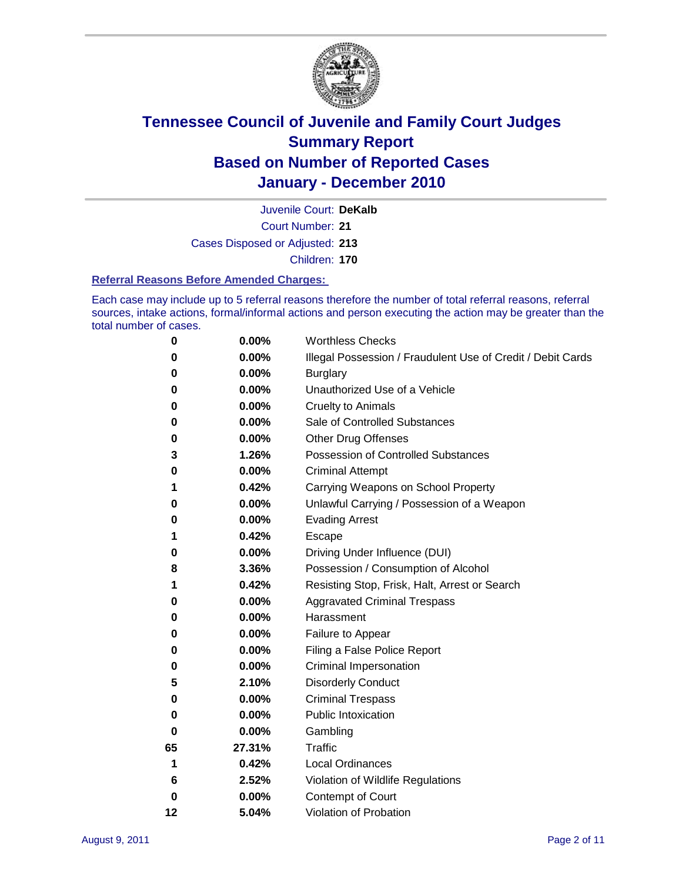# Tennessee Council of Juvenile and Family Court Judges
# Summary Report
# Based on Number of Reported Cases
# January - December 2010

Juvenile Court: **DeKalb**
Court Number: **21**
Cases Disposed or Adjusted: **213**
Children: **170**

### Referral Reasons Before Amended Charges:

Each case may include up to 5 referral reasons therefore the number of total referral reasons, referral sources, intake actions, formal/informal actions and person executing the action may be greater than the total number of cases.

| | | |
|---|---|---|
| 0 | 0.00% | Worthless Checks |
| 0 | 0.00% | Illegal Possession / Fraudulent Use of Credit / Debit Cards |
| 0 | 0.00% | Burglary |
| 0 | 0.00% | Unauthorized Use of a Vehicle |
| 0 | 0.00% | Cruelty to Animals |
| 0 | 0.00% | Sale of Controlled Substances |
| 0 | 0.00% | Other Drug Offenses |
| 3 | 1.26% | Possession of Controlled Substances |
| 0 | 0.00% | Criminal Attempt |
| 1 | 0.42% | Carrying Weapons on School Property |
| 0 | 0.00% | Unlawful Carrying / Possession of a Weapon |
| 0 | 0.00% | Evading Arrest |
| 1 | 0.42% | Escape |
| 0 | 0.00% | Driving Under Influence (DUI) |
| 8 | 3.36% | Possession / Consumption of Alcohol |
| 1 | 0.42% | Resisting Stop, Frisk, Halt, Arrest or Search |
| 0 | 0.00% | Aggravated Criminal Trespass |
| 0 | 0.00% | Harassment |
| 0 | 0.00% | Failure to Appear |
| 0 | 0.00% | Filing a False Police Report |
| 0 | 0.00% | Criminal Impersonation |
| 5 | 2.10% | Disorderly Conduct |
| 0 | 0.00% | Criminal Trespass |
| 0 | 0.00% | Public Intoxication |
| 0 | 0.00% | Gambling |
| 65 | 27.31% | Traffic |
| 1 | 0.42% | Local Ordinances |
| 6 | 2.52% | Violation of Wildlife Regulations |
| 0 | 0.00% | Contempt of Court |
| 12 | 5.04% | Violation of Probation |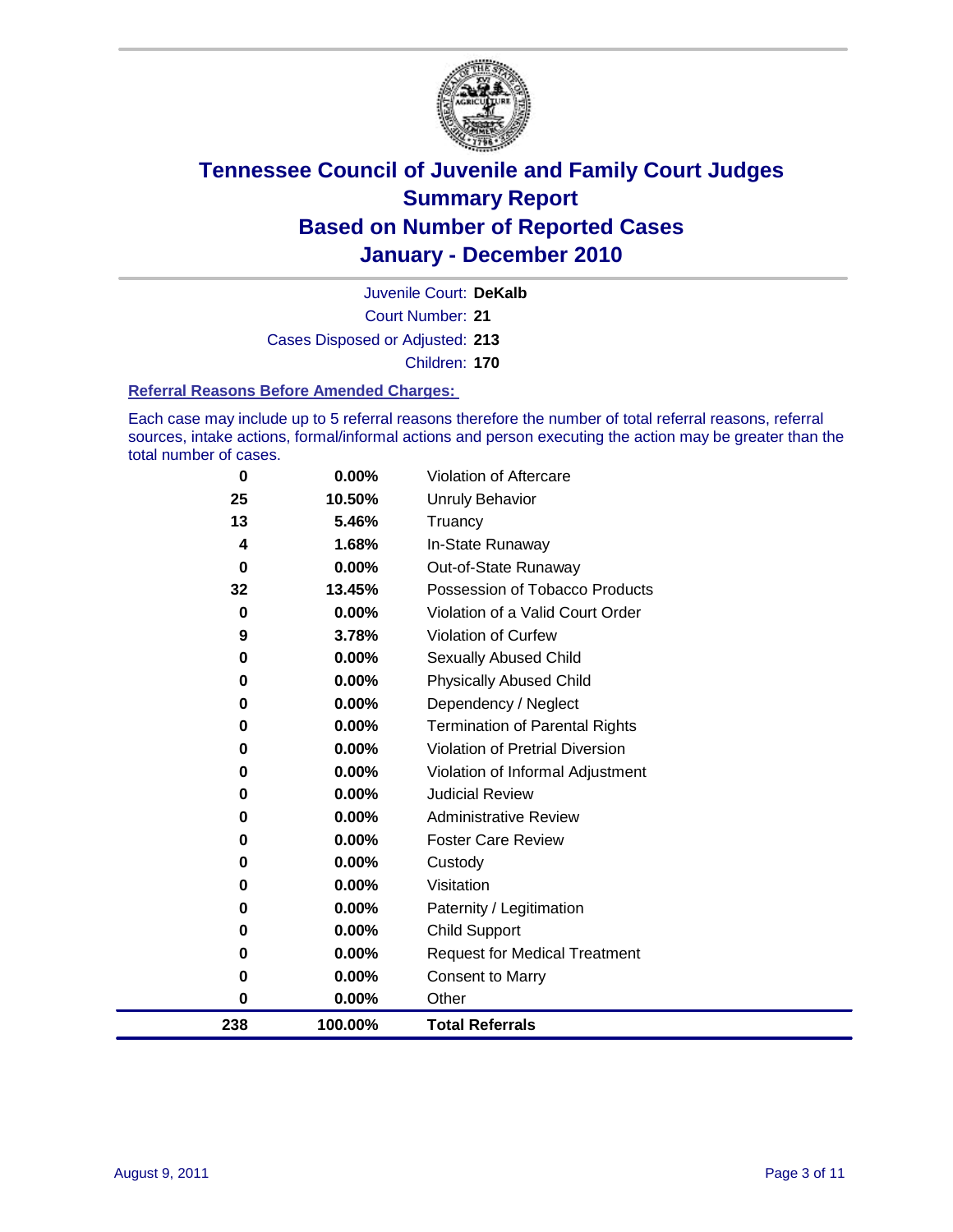# Tennessee Council of Juvenile and Family Court Judges
## Summary Report
## Based on Number of Reported Cases
## January - December 2010

Juvenile Court: **DeKalb**
Court Number: **21**
Cases Disposed or Adjusted: **213**
Children: **170**

### Referral Reasons Before Amended Charges:

Each case may include up to 5 referral reasons therefore the number of total referral reasons, referral sources, intake actions, formal/informal actions and person executing the action may be greater than the total number of cases.

| Count | Percent | Referral Reason |
|---|---|---|
| 0 | 0.00% | Violation of Aftercare |
| 25 | 10.50% | Unruly Behavior |
| 13 | 5.46% | Truancy |
| 4 | 1.68% | In-State Runaway |
| 0 | 0.00% | Out-of-State Runaway |
| 32 | 13.45% | Possession of Tobacco Products |
| 0 | 0.00% | Violation of a Valid Court Order |
| 9 | 3.78% | Violation of Curfew |
| 0 | 0.00% | Sexually Abused Child |
| 0 | 0.00% | Physically Abused Child |
| 0 | 0.00% | Dependency / Neglect |
| 0 | 0.00% | Termination of Parental Rights |
| 0 | 0.00% | Violation of Pretrial Diversion |
| 0 | 0.00% | Violation of Informal Adjustment |
| 0 | 0.00% | Judicial Review |
| 0 | 0.00% | Administrative Review |
| 0 | 0.00% | Foster Care Review |
| 0 | 0.00% | Custody |
| 0 | 0.00% | Visitation |
| 0 | 0.00% | Paternity / Legitimation |
| 0 | 0.00% | Child Support |
| 0 | 0.00% | Request for Medical Treatment |
| 0 | 0.00% | Consent to Marry |
| 0 | 0.00% | Other |
| **238** | **100.00%** | **Total Referrals** |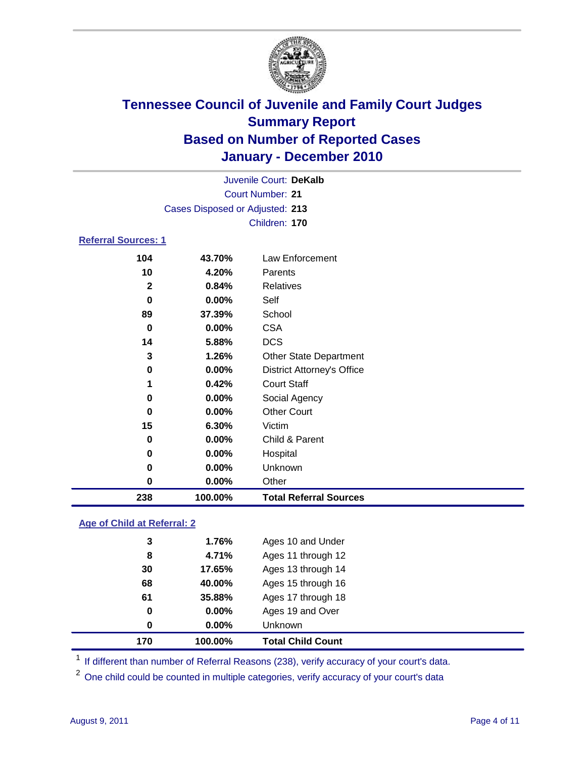# Tennessee Council of Juvenile and Family Court Judges
## Summary Report
## Based on Number of Reported Cases
## January - December 2010

Juvenile Court: **DeKalb**
Court Number: **21**
Cases Disposed or Adjusted: **213**
Children: **170**

### Referral Sources: 1

| | | |
|---|---|---|
| 104 | 43.70% | Law Enforcement |
| 10 | 4.20% | Parents |
| 2 | 0.84% | Relatives |
| 0 | 0.00% | Self |
| 89 | 37.39% | School |
| 0 | 0.00% | CSA |
| 14 | 5.88% | DCS |
| 3 | 1.26% | Other State Department |
| 0 | 0.00% | District Attorney's Office |
| 1 | 0.42% | Court Staff |
| 0 | 0.00% | Social Agency |
| 0 | 0.00% | Other Court |
| 15 | 6.30% | Victim |
| 0 | 0.00% | Child & Parent |
| 0 | 0.00% | Hospital |
| 0 | 0.00% | Unknown |
| 0 | 0.00% | Other |
| **238** | **100.00%** | **Total Referral Sources** |

### Age of Child at Referral: 2

| | | |
|---|---|---|
| 3 | 1.76% | Ages 10 and Under |
| 8 | 4.71% | Ages 11 through 12 |
| 30 | 17.65% | Ages 13 through 14 |
| 68 | 40.00% | Ages 15 through 16 |
| 61 | 35.88% | Ages 17 through 18 |
| 0 | 0.00% | Ages 19 and Over |
| 0 | 0.00% | Unknown |
| **170** | **100.00%** | **Total Child Count** |

[1] If different than number of Referral Reasons (238), verify accuracy of your court's data.

[2] One child could be counted in multiple categories, verify accuracy of your court's data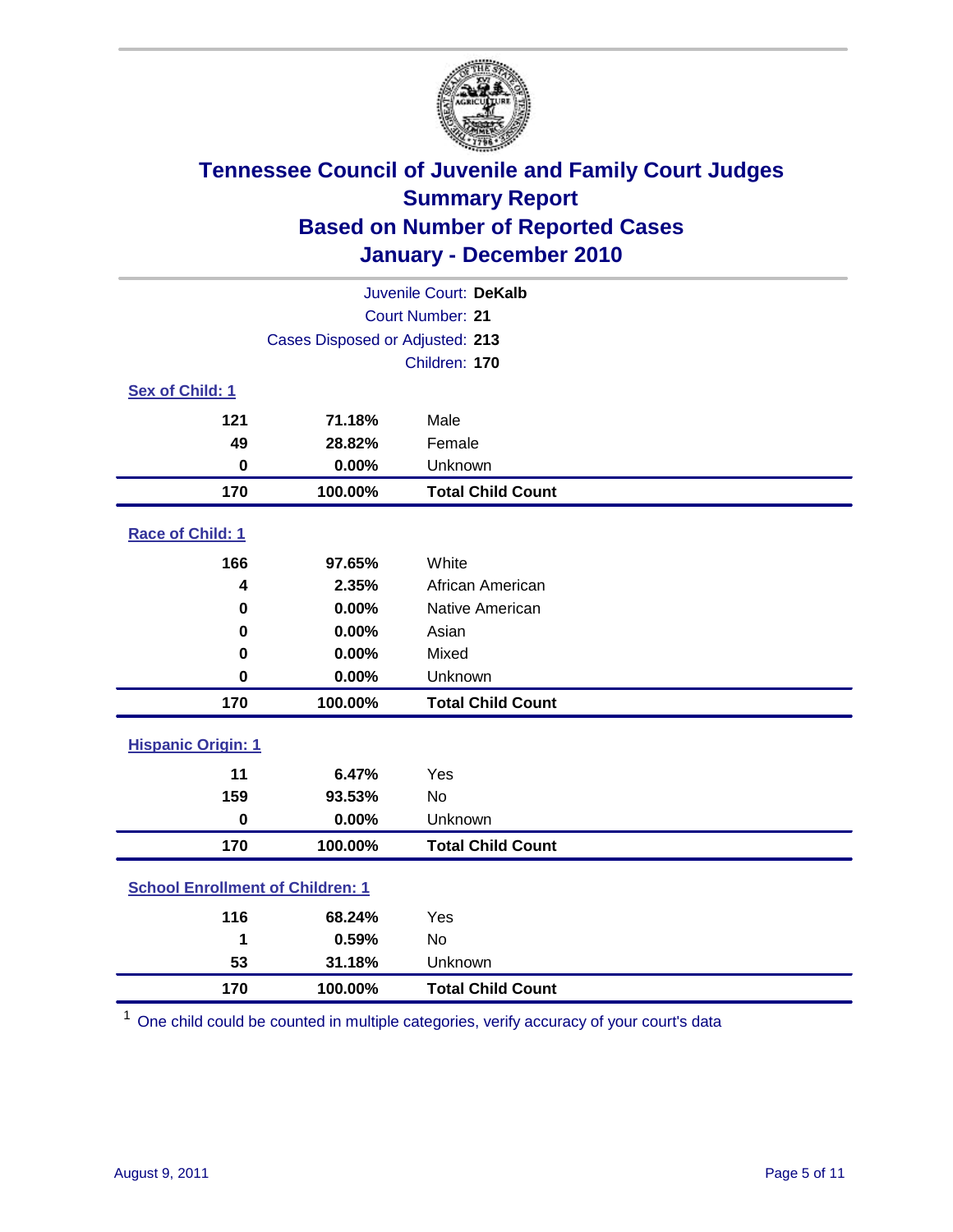# Tennessee Council of Juvenile and Family Court Judges
## Summary Report
## Based on Number of Reported Cases
## January - December 2010

Juvenile Court: **DeKalb**

Court Number: **21**

Cases Disposed or Adjusted: **213**

Children: **170**

### Sex of Child: 1

| | | |
|---|---|---|
| **121** | **71.18%** | Male |
| **49** | **28.82%** | Female |
| **0** | **0.00%** | Unknown |
| **170** | **100.00%** | **Total Child Count** |

### Race of Child: 1

| | | |
|---|---|---|
| **166** | **97.65%** | White |
| **4** | **2.35%** | African American |
| **0** | **0.00%** | Native American |
| **0** | **0.00%** | Asian |
| **0** | **0.00%** | Mixed |
| **0** | **0.00%** | Unknown |
| **170** | **100.00%** | **Total Child Count** |

### Hispanic Origin: 1

| | | |
|---|---|---|
| **11** | **6.47%** | Yes |
| **159** | **93.53%** | No |
| **0** | **0.00%** | Unknown |
| **170** | **100.00%** | **Total Child Count** |

### School Enrollment of Children: 1

| | | |
|---|---|---|
| **116** | **68.24%** | Yes |
| **1** | **0.59%** | No |
| **53** | **31.18%** | Unknown |
| **170** | **100.00%** | **Total Child Count** |

[1] One child could be counted in multiple categories, verify accuracy of your court's data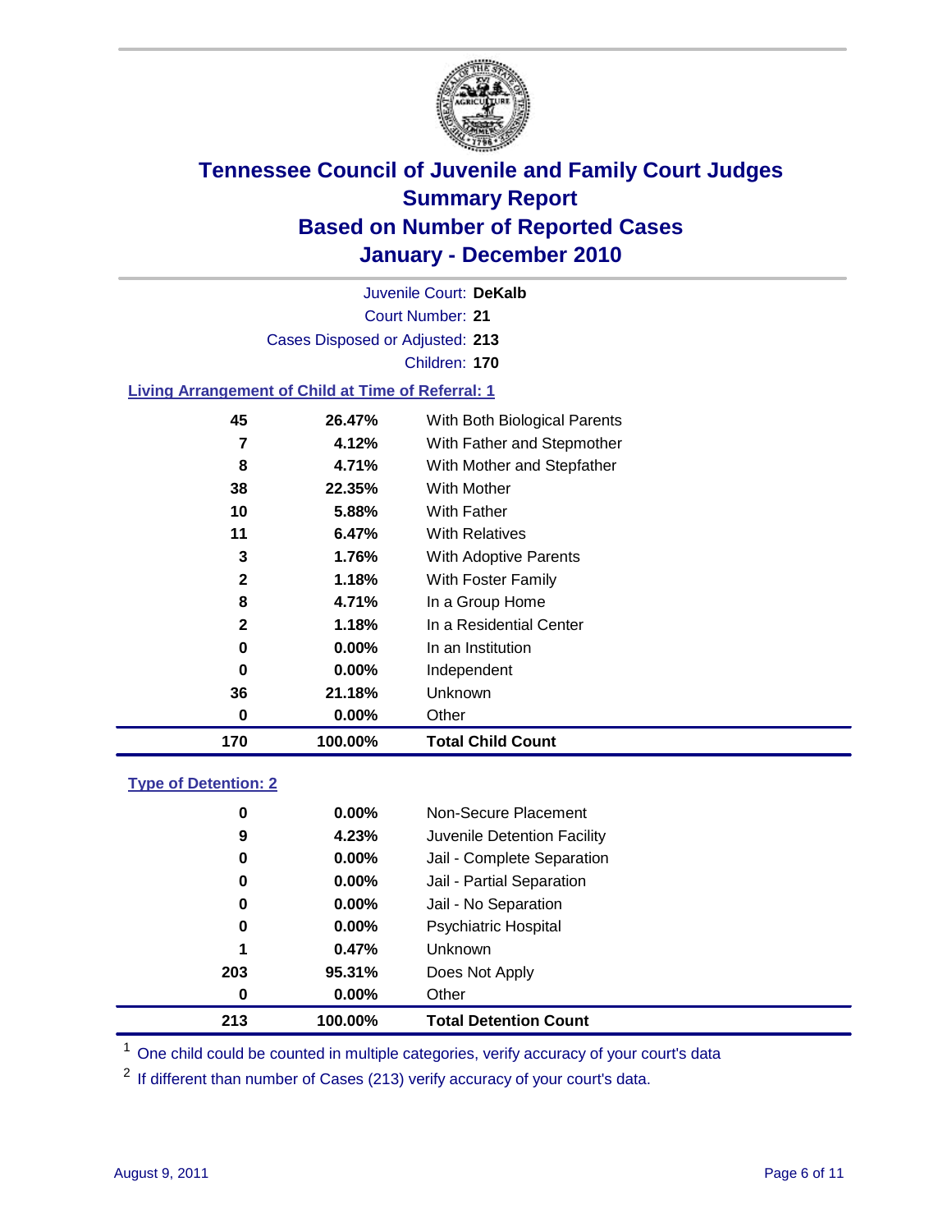# Tennessee Council of Juvenile and Family Court Judges
## Summary Report
## Based on Number of Reported Cases
## January - December 2010

Juvenile Court: **DeKalb**

Court Number: **21**

Cases Disposed or Adjusted: **213**

Children: **170**

### Living Arrangement of Child at Time of Referral: 1

| Count | Percent | Category |
|---|---|---|
| 45 | 26.47% | With Both Biological Parents |
| 7 | 4.12% | With Father and Stepmother |
| 8 | 4.71% | With Mother and Stepfather |
| 38 | 22.35% | With Mother |
| 10 | 5.88% | With Father |
| 11 | 6.47% | With Relatives |
| 3 | 1.76% | With Adoptive Parents |
| 2 | 1.18% | With Foster Family |
| 8 | 4.71% | In a Group Home |
| 2 | 1.18% | In a Residential Center |
| 0 | 0.00% | In an Institution |
| 0 | 0.00% | Independent |
| 36 | 21.18% | Unknown |
| 0 | 0.00% | Other |
| **170** | **100.00%** | **Total Child Count** |

### Type of Detention: 2

| Count | Percent | Category |
|---|---|---|
| 0 | 0.00% | Non-Secure Placement |
| 9 | 4.23% | Juvenile Detention Facility |
| 0 | 0.00% | Jail - Complete Separation |
| 0 | 0.00% | Jail - Partial Separation |
| 0 | 0.00% | Jail - No Separation |
| 0 | 0.00% | Psychiatric Hospital |
| 1 | 0.47% | Unknown |
| 203 | 95.31% | Does Not Apply |
| 0 | 0.00% | Other |
| **213** | **100.00%** | **Total Detention Count** |

[1] One child could be counted in multiple categories, verify accuracy of your court's data

[2] If different than number of Cases (213) verify accuracy of your court's data.

August 9, 2011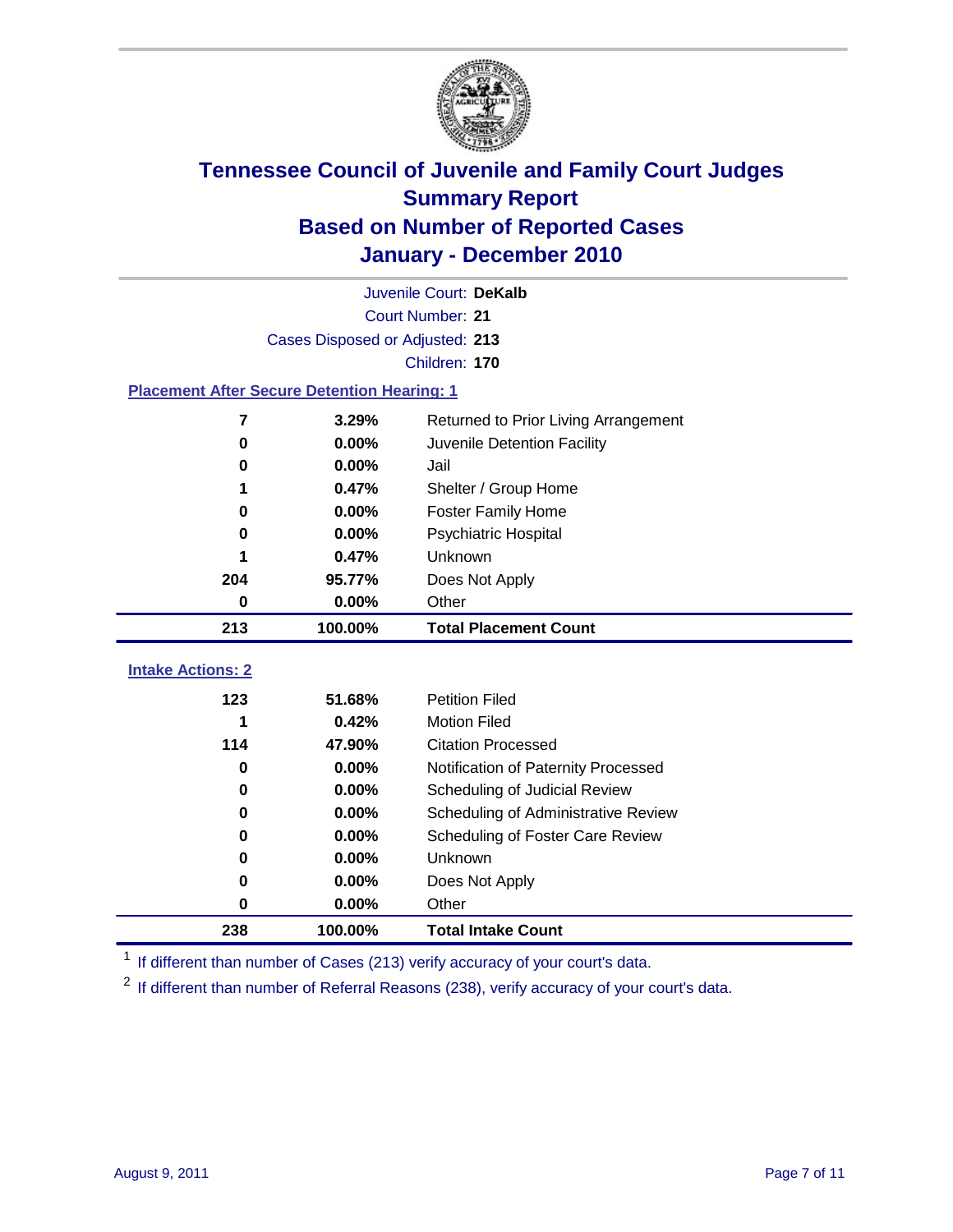# Tennessee Council of Juvenile and Family Court Judges
## Summary Report
## Based on Number of Reported Cases
## January - December 2010

Juvenile Court: **DeKalb**
Court Number: **21**
Cases Disposed or Adjusted: **213**
Children: **170**

### Placement After Secure Detention Hearing: 1

| Count | Percent | Placement |
|---|---|---|
| 7 | 3.29% | Returned to Prior Living Arrangement |
| 0 | 0.00% | Juvenile Detention Facility |
| 0 | 0.00% | Jail |
| 1 | 0.47% | Shelter / Group Home |
| 0 | 0.00% | Foster Family Home |
| 0 | 0.00% | Psychiatric Hospital |
| 1 | 0.47% | Unknown |
| 204 | 95.77% | Does Not Apply |
| 0 | 0.00% | Other |
| **213** | **100.00%** | **Total Placement Count** |

### Intake Actions: 2

| Count | Percent | Action |
|---|---|---|
| 123 | 51.68% | Petition Filed |
| 1 | 0.42% | Motion Filed |
| 114 | 47.90% | Citation Processed |
| 0 | 0.00% | Notification of Paternity Processed |
| 0 | 0.00% | Scheduling of Judicial Review |
| 0 | 0.00% | Scheduling of Administrative Review |
| 0 | 0.00% | Scheduling of Foster Care Review |
| 0 | 0.00% | Unknown |
| 0 | 0.00% | Does Not Apply |
| 0 | 0.00% | Other |
| **238** | **100.00%** | **Total Intake Count** |

[1] If different than number of Cases (213) verify accuracy of your court's data.

[2] If different than number of Referral Reasons (238), verify accuracy of your court's data.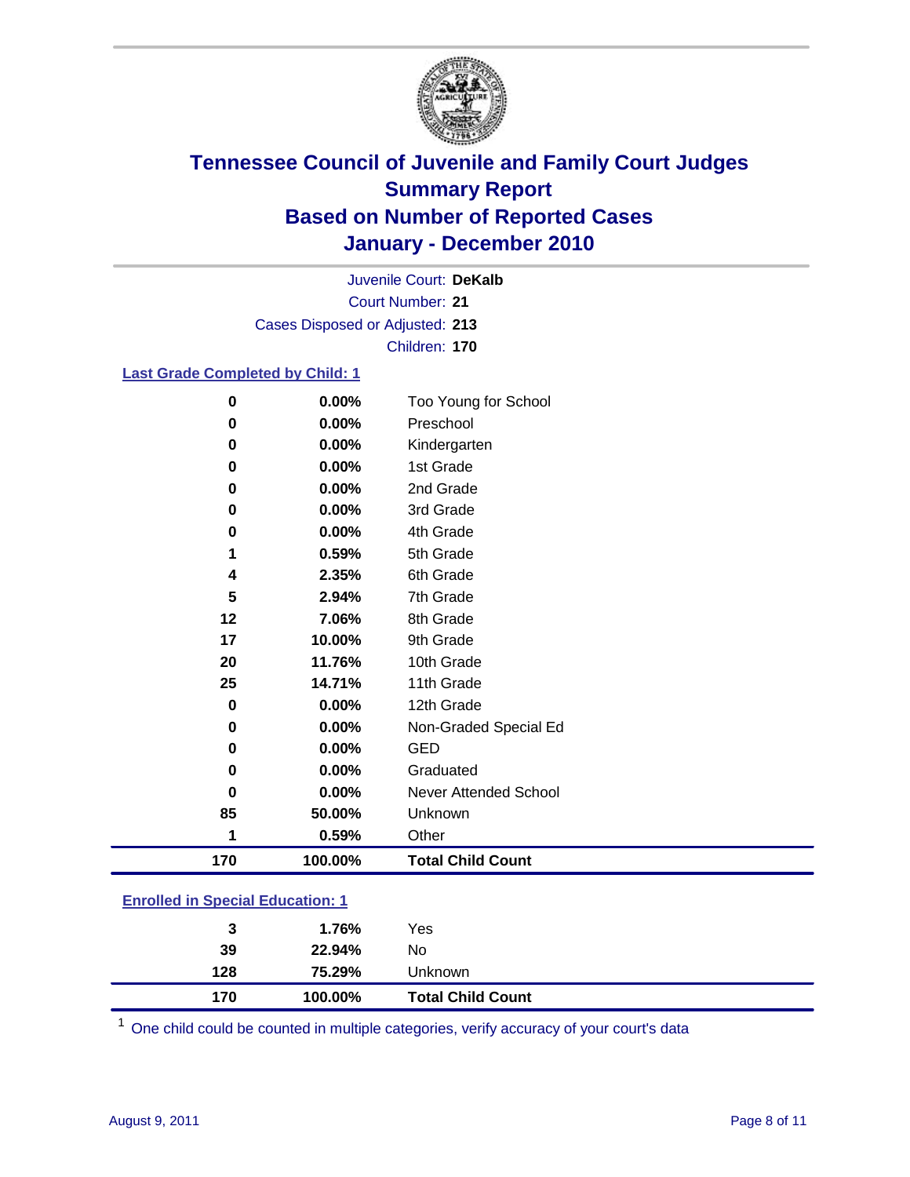# Tennessee Council of Juvenile and Family Court Judges
## Summary Report
## Based on Number of Reported Cases
## January - December 2010

Juvenile Court: **DeKalb**
Court Number: **21**
Cases Disposed or Adjusted: **213**
Children: **170**

### Last Grade Completed by Child: 1

| Count | Percent | Category |
|---|---|---|
| 0 | 0.00% | Too Young for School |
| 0 | 0.00% | Preschool |
| 0 | 0.00% | Kindergarten |
| 0 | 0.00% | 1st Grade |
| 0 | 0.00% | 2nd Grade |
| 0 | 0.00% | 3rd Grade |
| 0 | 0.00% | 4th Grade |
| 1 | 0.59% | 5th Grade |
| 4 | 2.35% | 6th Grade |
| 5 | 2.94% | 7th Grade |
| 12 | 7.06% | 8th Grade |
| 17 | 10.00% | 9th Grade |
| 20 | 11.76% | 10th Grade |
| 25 | 14.71% | 11th Grade |
| 0 | 0.00% | 12th Grade |
| 0 | 0.00% | Non-Graded Special Ed |
| 0 | 0.00% | GED |
| 0 | 0.00% | Graduated |
| 0 | 0.00% | Never Attended School |
| 85 | 50.00% | Unknown |
| 1 | 0.59% | Other |
| **170** | **100.00%** | **Total Child Count** |

### Enrolled in Special Education: 1

| Count | Percent | Category |
|---|---|---|
| 3 | 1.76% | Yes |
| 39 | 22.94% | No |
| 128 | 75.29% | Unknown |
| **170** | **100.00%** | **Total Child Count** |

[1] One child could be counted in multiple categories, verify accuracy of your court's data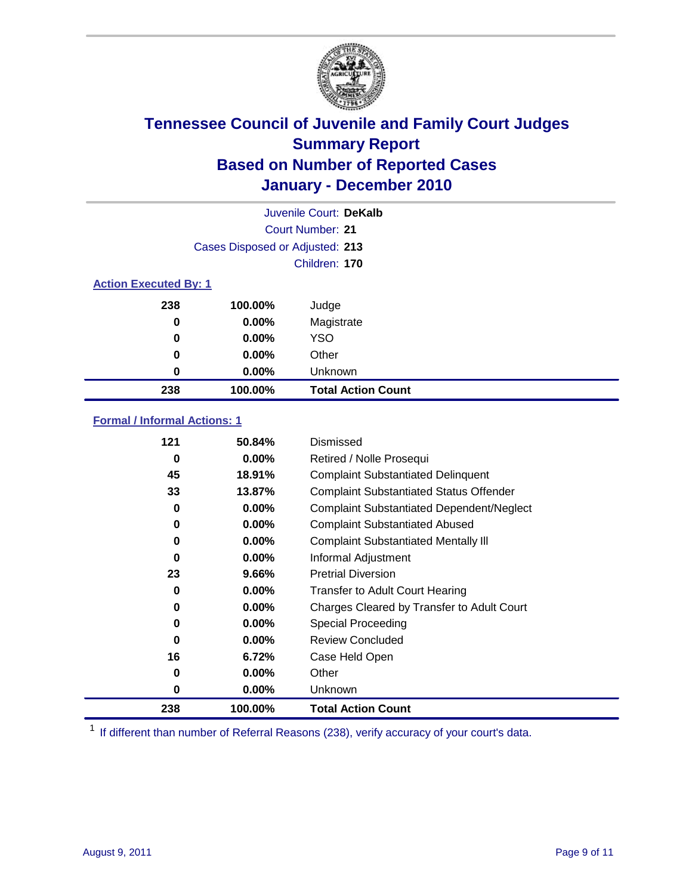# Tennessee Council of Juvenile and Family Court Judges
## Summary Report
## Based on Number of Reported Cases
## January - December 2010

Juvenile Court: **DeKalb**
Court Number: **21**
Cases Disposed or Adjusted: **213**
Children: **170**

### Action Executed By: 1

| | | |
|---|---|---|
| 238 | 100.00% | Judge |
| 0 | 0.00% | Magistrate |
| 0 | 0.00% | YSO |
| 0 | 0.00% | Other |
| 0 | 0.00% | Unknown |
| **238** | **100.00%** | **Total Action Count** |

### Formal / Informal Actions: 1

| | | |
|---|---|---|
| 121 | 50.84% | Dismissed |
| 0 | 0.00% | Retired / Nolle Prosequi |
| 45 | 18.91% | Complaint Substantiated Delinquent |
| 33 | 13.87% | Complaint Substantiated Status Offender |
| 0 | 0.00% | Complaint Substantiated Dependent/Neglect |
| 0 | 0.00% | Complaint Substantiated Abused |
| 0 | 0.00% | Complaint Substantiated Mentally Ill |
| 0 | 0.00% | Informal Adjustment |
| 23 | 9.66% | Pretrial Diversion |
| 0 | 0.00% | Transfer to Adult Court Hearing |
| 0 | 0.00% | Charges Cleared by Transfer to Adult Court |
| 0 | 0.00% | Special Proceeding |
| 0 | 0.00% | Review Concluded |
| 16 | 6.72% | Case Held Open |
| 0 | 0.00% | Other |
| 0 | 0.00% | Unknown |
| **238** | **100.00%** | **Total Action Count** |

[1] If different than number of Referral Reasons (238), verify accuracy of your court's data.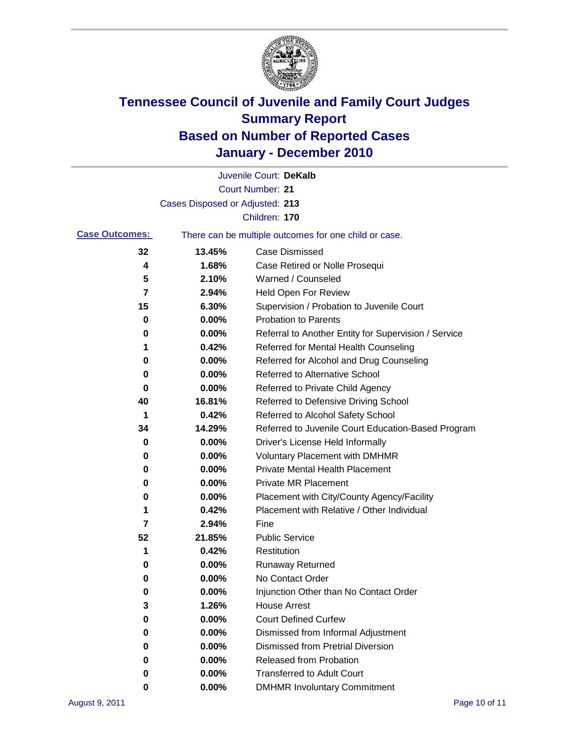# Tennessee Council of Juvenile and Family Court Judges
## Summary Report
## Based on Number of Reported Cases
## January - December 2010

Juvenile Court: **DeKalb**
Court Number: **21**
Cases Disposed or Adjusted: **213**
Children: **170**

**Case Outcomes:** There can be multiple outcomes for one child or case.

| Count | Percent | Outcome |
|---|---|---|
| 32 | 13.45% | Case Dismissed |
| 4 | 1.68% | Case Retired or Nolle Prosequi |
| 5 | 2.10% | Warned / Counseled |
| 7 | 2.94% | Held Open For Review |
| 15 | 6.30% | Supervision / Probation to Juvenile Court |
| 0 | 0.00% | Probation to Parents |
| 0 | 0.00% | Referral to Another Entity for Supervision / Service |
| 1 | 0.42% | Referred for Mental Health Counseling |
| 0 | 0.00% | Referred for Alcohol and Drug Counseling |
| 0 | 0.00% | Referred to Alternative School |
| 0 | 0.00% | Referred to Private Child Agency |
| 40 | 16.81% | Referred to Defensive Driving School |
| 1 | 0.42% | Referred to Alcohol Safety School |
| 34 | 14.29% | Referred to Juvenile Court Education-Based Program |
| 0 | 0.00% | Driver's License Held Informally |
| 0 | 0.00% | Voluntary Placement with DMHMR |
| 0 | 0.00% | Private Mental Health Placement |
| 0 | 0.00% | Private MR Placement |
| 0 | 0.00% | Placement with City/County Agency/Facility |
| 1 | 0.42% | Placement with Relative / Other Individual |
| 7 | 2.94% | Fine |
| 52 | 21.85% | Public Service |
| 1 | 0.42% | Restitution |
| 0 | 0.00% | Runaway Returned |
| 0 | 0.00% | No Contact Order |
| 0 | 0.00% | Injunction Other than No Contact Order |
| 3 | 1.26% | House Arrest |
| 0 | 0.00% | Court Defined Curfew |
| 0 | 0.00% | Dismissed from Informal Adjustment |
| 0 | 0.00% | Dismissed from Pretrial Diversion |
| 0 | 0.00% | Released from Probation |
| 0 | 0.00% | Transferred to Adult Court |
| 0 | 0.00% | DMHMR Involuntary Commitment |

August 9, 2011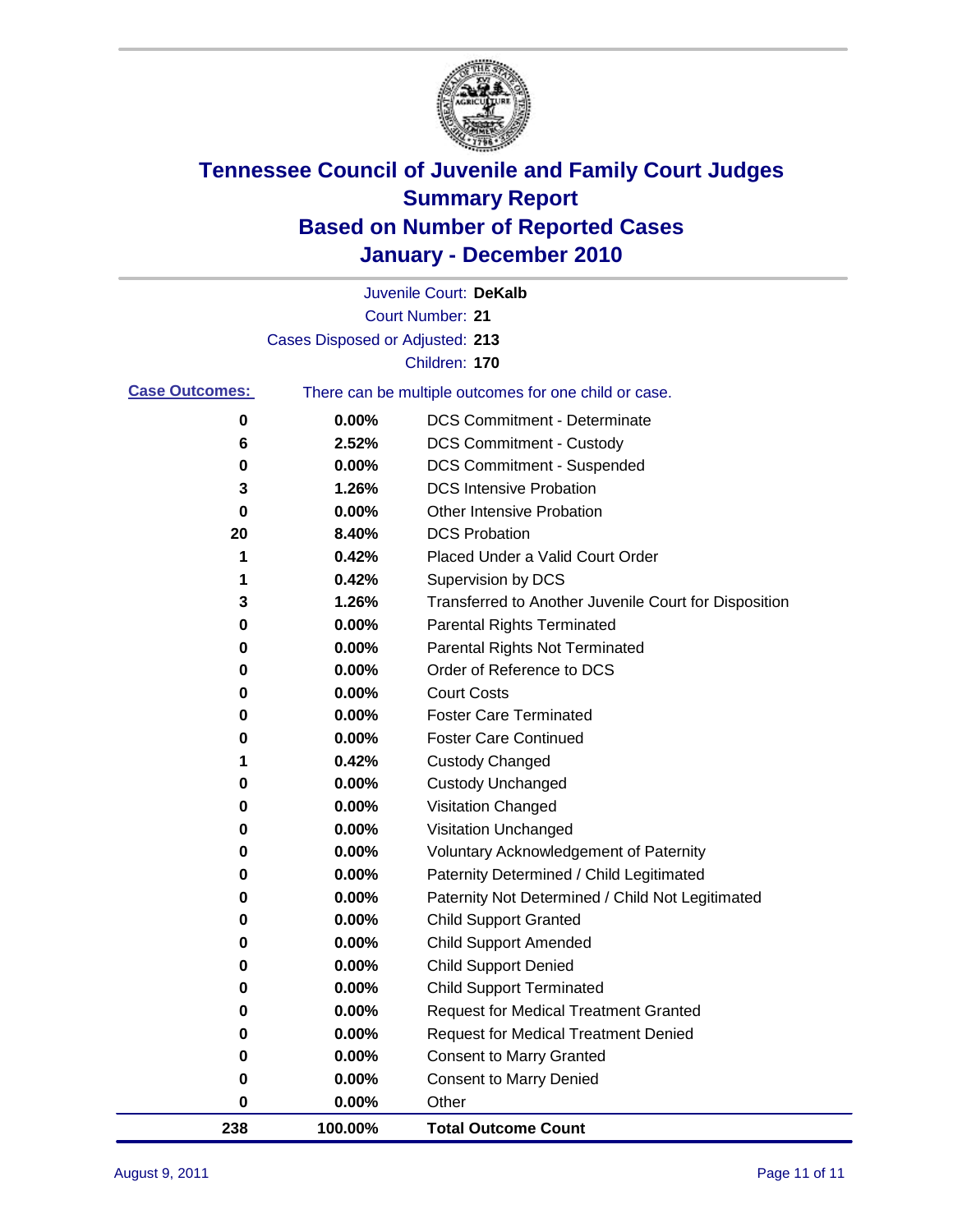# Tennessee Council of Juvenile and Family Court Judges
# Summary Report
# Based on Number of Reported Cases
# January - December 2010

Juvenile Court: **DeKalb**

Court Number: **21**

Cases Disposed or Adjusted: **213**

Children: **170**

**Case Outcomes:** There can be multiple outcomes for one child or case.

| | | |
|---|---|---|
| 0 | 0.00% | DCS Commitment - Determinate |
| 6 | 2.52% | DCS Commitment - Custody |
| 0 | 0.00% | DCS Commitment - Suspended |
| 3 | 1.26% | DCS Intensive Probation |
| 0 | 0.00% | Other Intensive Probation |
| 20 | 8.40% | DCS Probation |
| 1 | 0.42% | Placed Under a Valid Court Order |
| 1 | 0.42% | Supervision by DCS |
| 3 | 1.26% | Transferred to Another Juvenile Court for Disposition |
| 0 | 0.00% | Parental Rights Terminated |
| 0 | 0.00% | Parental Rights Not Terminated |
| 0 | 0.00% | Order of Reference to DCS |
| 0 | 0.00% | Court Costs |
| 0 | 0.00% | Foster Care Terminated |
| 0 | 0.00% | Foster Care Continued |
| 1 | 0.42% | Custody Changed |
| 0 | 0.00% | Custody Unchanged |
| 0 | 0.00% | Visitation Changed |
| 0 | 0.00% | Visitation Unchanged |
| 0 | 0.00% | Voluntary Acknowledgement of Paternity |
| 0 | 0.00% | Paternity Determined / Child Legitimated |
| 0 | 0.00% | Paternity Not Determined / Child Not Legitimated |
| 0 | 0.00% | Child Support Granted |
| 0 | 0.00% | Child Support Amended |
| 0 | 0.00% | Child Support Denied |
| 0 | 0.00% | Child Support Terminated |
| 0 | 0.00% | Request for Medical Treatment Granted |
| 0 | 0.00% | Request for Medical Treatment Denied |
| 0 | 0.00% | Consent to Marry Granted |
| 0 | 0.00% | Consent to Marry Denied |
| 0 | 0.00% | Other |
| **238** | **100.00%** | **Total Outcome Count** |